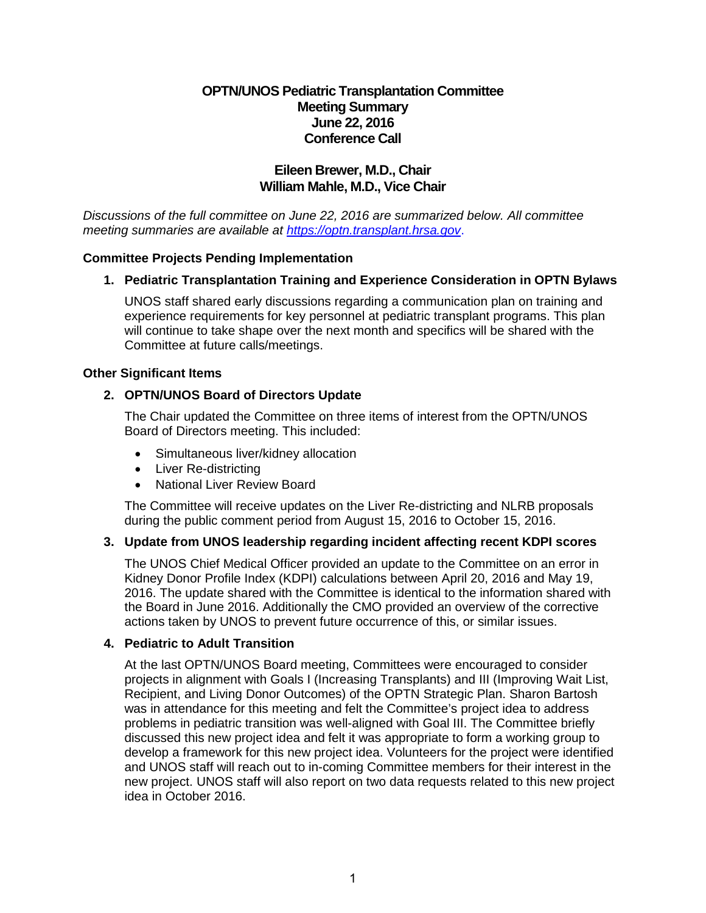# OPTN/UNOS Pediatric Transplantation Committee
# Meeting Summary
# June 22, 2016
# Conference Call

## Eileen Brewer, M.D., Chair
## William Mahle, M.D., Vice Chair

*Discussions of the full committee on June 22, 2016 are summarized below. All committee meeting summaries are available at https://optn.transplant.hrsa.gov.*

### Committee Projects Pending Implementation

#### 1. Pediatric Transplantation Training and Experience Consideration in OPTN Bylaws

UNOS staff shared early discussions regarding a communication plan on training and experience requirements for key personnel at pediatric transplant programs. This plan will continue to take shape over the next month and specifics will be shared with the Committee at future calls/meetings.

### Other Significant Items

#### 2. OPTN/UNOS Board of Directors Update

The Chair updated the Committee on three items of interest from the OPTN/UNOS Board of Directors meeting. This included:

- Simultaneous liver/kidney allocation
- Liver Re-districting
- National Liver Review Board

The Committee will receive updates on the Liver Re-districting and NLRB proposals during the public comment period from August 15, 2016 to October 15, 2016.

#### 3. Update from UNOS leadership regarding incident affecting recent KDPI scores

The UNOS Chief Medical Officer provided an update to the Committee on an error in Kidney Donor Profile Index (KDPI) calculations between April 20, 2016 and May 19, 2016. The update shared with the Committee is identical to the information shared with the Board in June 2016. Additionally the CMO provided an overview of the corrective actions taken by UNOS to prevent future occurrence of this, or similar issues.

#### 4. Pediatric to Adult Transition

At the last OPTN/UNOS Board meeting, Committees were encouraged to consider projects in alignment with Goals I (Increasing Transplants) and III (Improving Wait List, Recipient, and Living Donor Outcomes) of the OPTN Strategic Plan. Sharon Bartosh was in attendance for this meeting and felt the Committee's project idea to address problems in pediatric transition was well-aligned with Goal III. The Committee briefly discussed this new project idea and felt it was appropriate to form a working group to develop a framework for this new project idea. Volunteers for the project were identified and UNOS staff will reach out to in-coming Committee members for their interest in the new project. UNOS staff will also report on two data requests related to this new project idea in October 2016.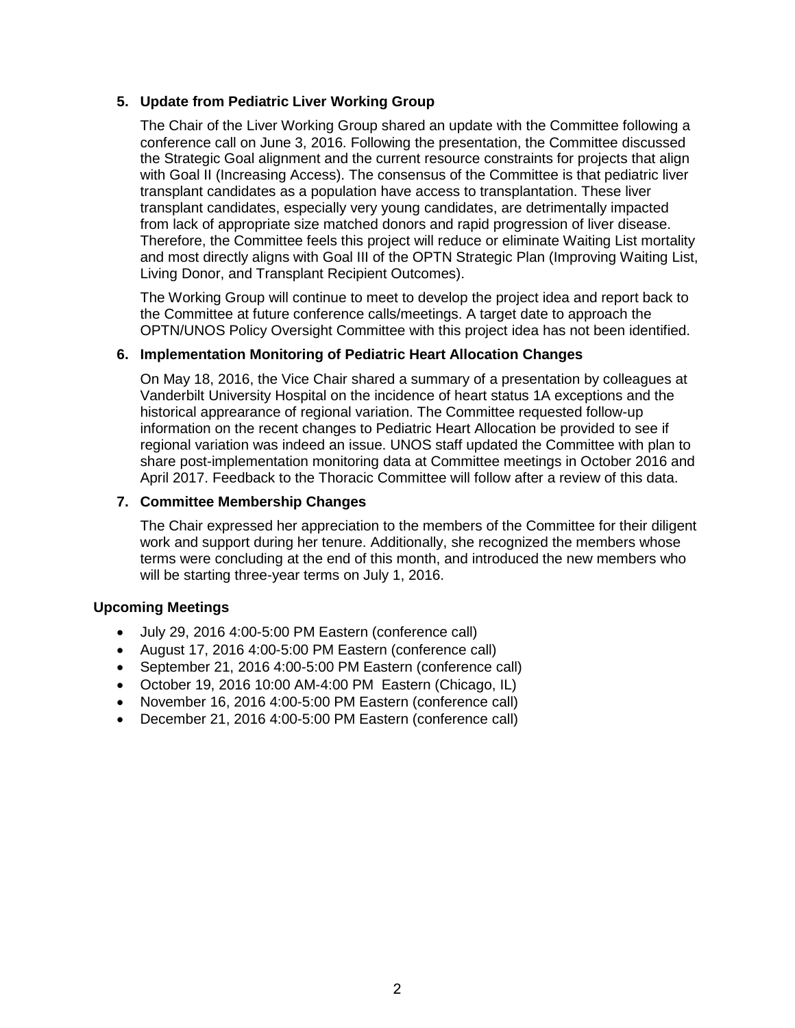5. **Update from Pediatric Liver Working Group**

   The Chair of the Liver Working Group shared an update with the Committee following a conference call on June 3, 2016. Following the presentation, the Committee discussed the Strategic Goal alignment and the current resource constraints for projects that align with Goal II (Increasing Access). The consensus of the Committee is that pediatric liver transplant candidates as a population have access to transplantation. These liver transplant candidates, especially very young candidates, are detrimentally impacted from lack of appropriate size matched donors and rapid progression of liver disease. Therefore, the Committee feels this project will reduce or eliminate Waiting List mortality and most directly aligns with Goal III of the OPTN Strategic Plan (Improving Waiting List, Living Donor, and Transplant Recipient Outcomes).

   The Working Group will continue to meet to develop the project idea and report back to the Committee at future conference calls/meetings. A target date to approach the OPTN/UNOS Policy Oversight Committee with this project idea has not been identified.

6. **Implementation Monitoring of Pediatric Heart Allocation Changes**

   On May 18, 2016, the Vice Chair shared a summary of a presentation by colleagues at Vanderbilt University Hospital on the incidence of heart status 1A exceptions and the historical appearance of regional variation. The Committee requested follow-up information on the recent changes to Pediatric Heart Allocation be provided to see if regional variation was indeed an issue. UNOS staff updated the Committee with plan to share post-implementation monitoring data at Committee meetings in October 2016 and April 2017. Feedback to the Thoracic Committee will follow after a review of this data.

7. **Committee Membership Changes**

   The Chair expressed her appreciation to the members of the Committee for their diligent work and support during her tenure. Additionally, she recognized the members whose terms were concluding at the end of this month, and introduced the new members who will be starting three-year terms on July 1, 2016.

### Upcoming Meetings

- July 29, 2016 4:00-5:00 PM Eastern (conference call)
- August 17, 2016 4:00-5:00 PM Eastern (conference call)
- September 21, 2016 4:00-5:00 PM Eastern (conference call)
- October 19, 2016 10:00 AM-4:00 PM Eastern (Chicago, IL)
- November 16, 2016 4:00-5:00 PM Eastern (conference call)
- December 21, 2016 4:00-5:00 PM Eastern (conference call)